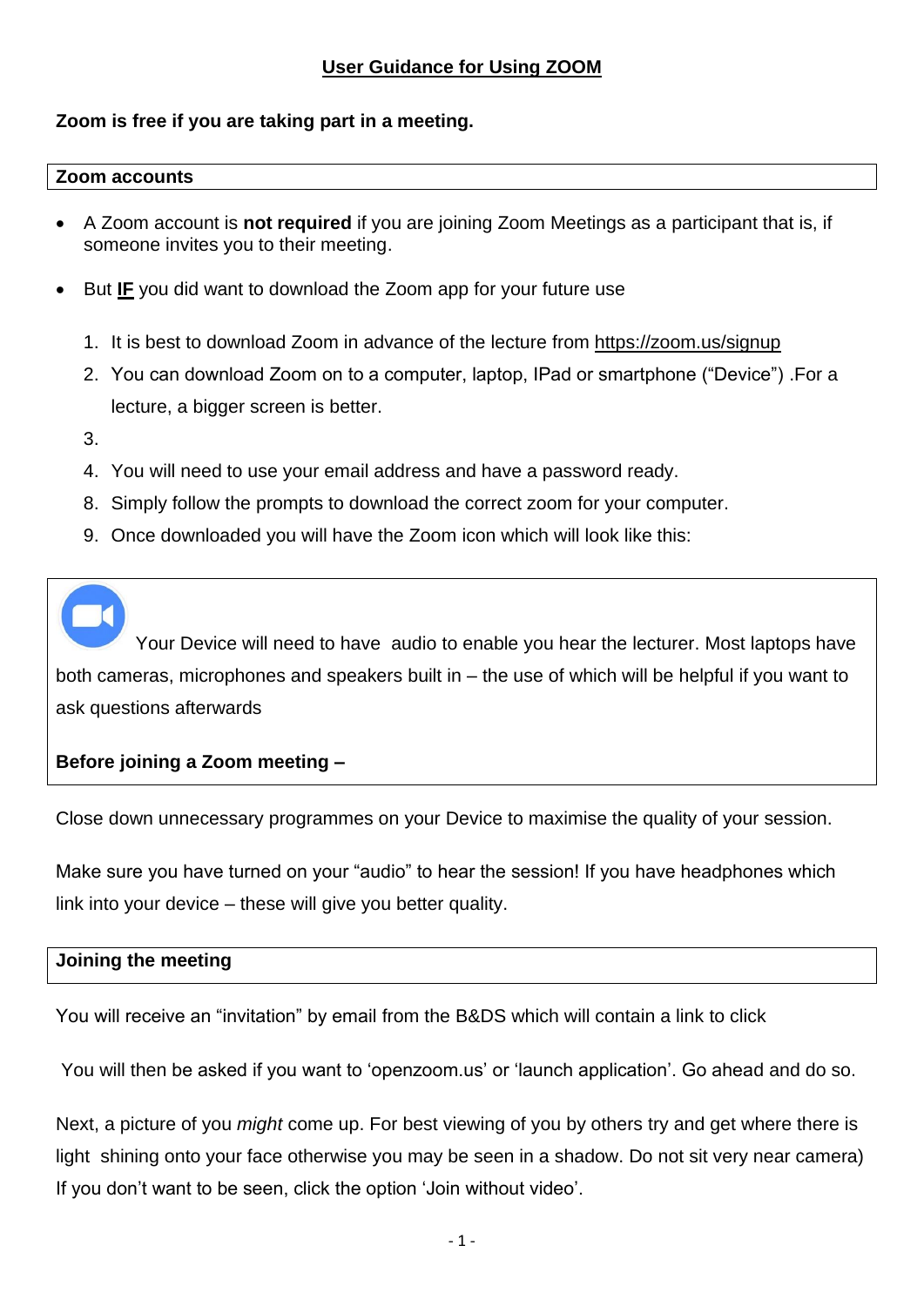# User Guidance for Using ZOOM

**Zoom is free if you are taking part in a meeting.**

## Zoom accounts

- A Zoom account is **not required** if you are joining Zoom Meetings as a participant that is, if someone invites you to their meeting.
- But **IF** you did want to download the Zoom app for your future use

1. It is best to download Zoom in advance of the lecture from https://zoom.us/signup
2. You can download Zoom on to a computer, laptop, IPad or smartphone ("Device") .For a lecture, a bigger screen is better.
3. 
4. You will need to use your email address and have a password ready.
8. Simply follow the prompts to download the correct zoom for your computer.
9. Once downloaded you will have the Zoom icon which will look like this:

Your Device will need to have audio to enable you hear the lecturer. Most laptops have both cameras, microphones and speakers built in – the use of which will be helpful if you want to ask questions afterwards

**Before joining a Zoom meeting –**

Close down unnecessary programmes on your Device to maximise the quality of your session.

Make sure you have turned on your "audio" to hear the session! If you have headphones which link into your device – these will give you better quality.

## Joining the meeting

You will receive an "invitation" by email from the B&DS which will contain a link to click

You will then be asked if you want to 'openzoom.us' or 'launch application'. Go ahead and do so.

Next, a picture of you *might* come up. For best viewing of you by others try and get where there is light shining onto your face otherwise you may be seen in a shadow. Do not sit very near camera) If you don't want to be seen, click the option 'Join without video'.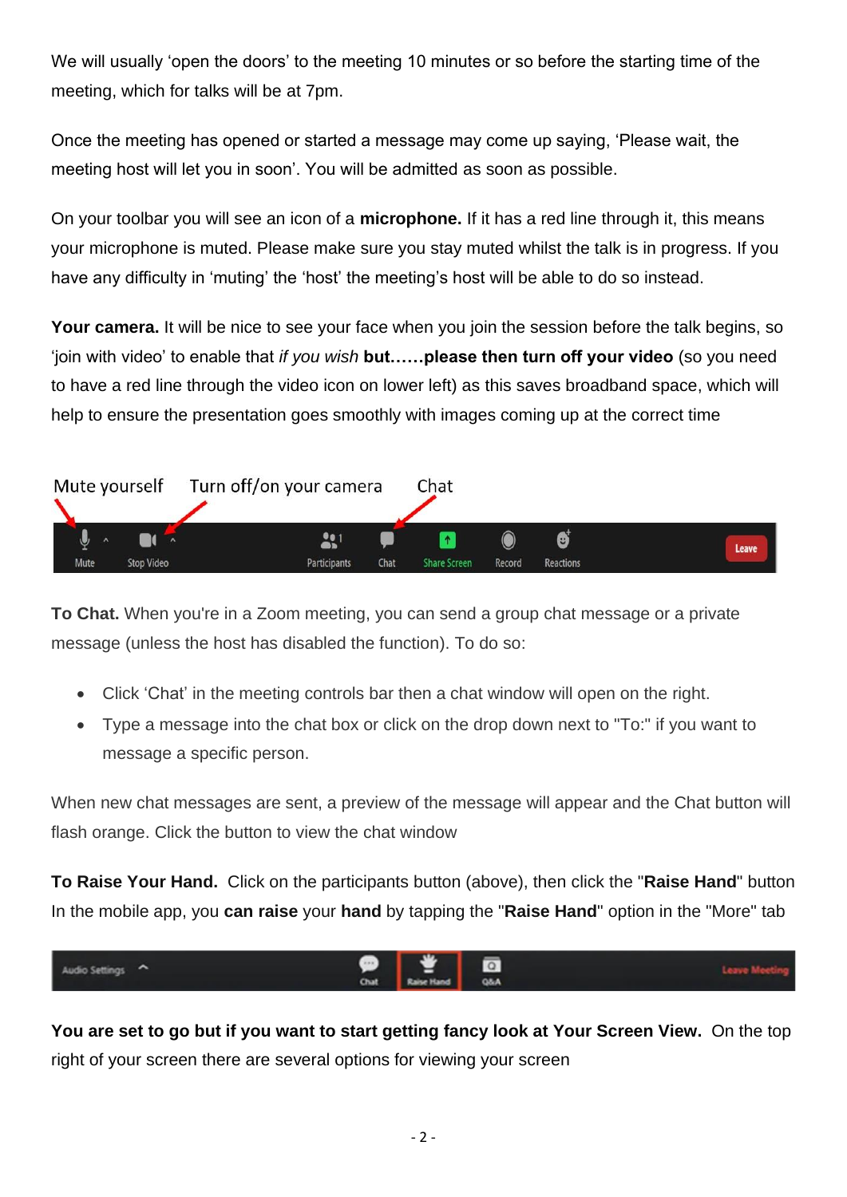We will usually ‘open the doors’ to the meeting 10 minutes or so before the starting time of the meeting, which for talks will be at 7pm.

Once the meeting has opened or started a message may come up saying, ‘Please wait, the meeting host will let you in soon’. You will be admitted as soon as possible.

On your toolbar you will see an icon of a **microphone.** If it has a red line through it, this means your microphone is muted. Please make sure you stay muted whilst the talk is in progress. If you have any difficulty in ‘muting’ the ‘host’ the meeting’s host will be able to do so instead.

**Your camera.** It will be nice to see your face when you join the session before the talk begins, so ‘join with video’ to enable that *if you wish* **but……please then turn off your video** (so you need to have a red line through the video icon on lower left) as this saves broadband space, which will help to ensure the presentation goes smoothly with images coming up at the correct time

Mute yourself Turn off/on your camera Chat

Mute Stop Video Participants Chat Share Screen Record Reactions Leave

**To Chat.** When you're in a Zoom meeting, you can send a group chat message or a private message (unless the host has disabled the function). To do so:

- Click ‘Chat’ in the meeting controls bar then a chat window will open on the right.
- Type a message into the chat box or click on the drop down next to "To:" if you want to message a specific person.

When new chat messages are sent, a preview of the message will appear and the Chat button will flash orange. Click the button to view the chat window

**To Raise Your Hand.** Click on the participants button (above), then click the "**Raise Hand**" button In the mobile app, you **can raise** your **hand** by tapping the "**Raise Hand**" option in the "More" tab

Audio Settings Chat Raise Hand Q&A Leave Meeting

**You are set to go but if you want to start getting fancy look at Your Screen View.** On the top right of your screen there are several options for viewing your screen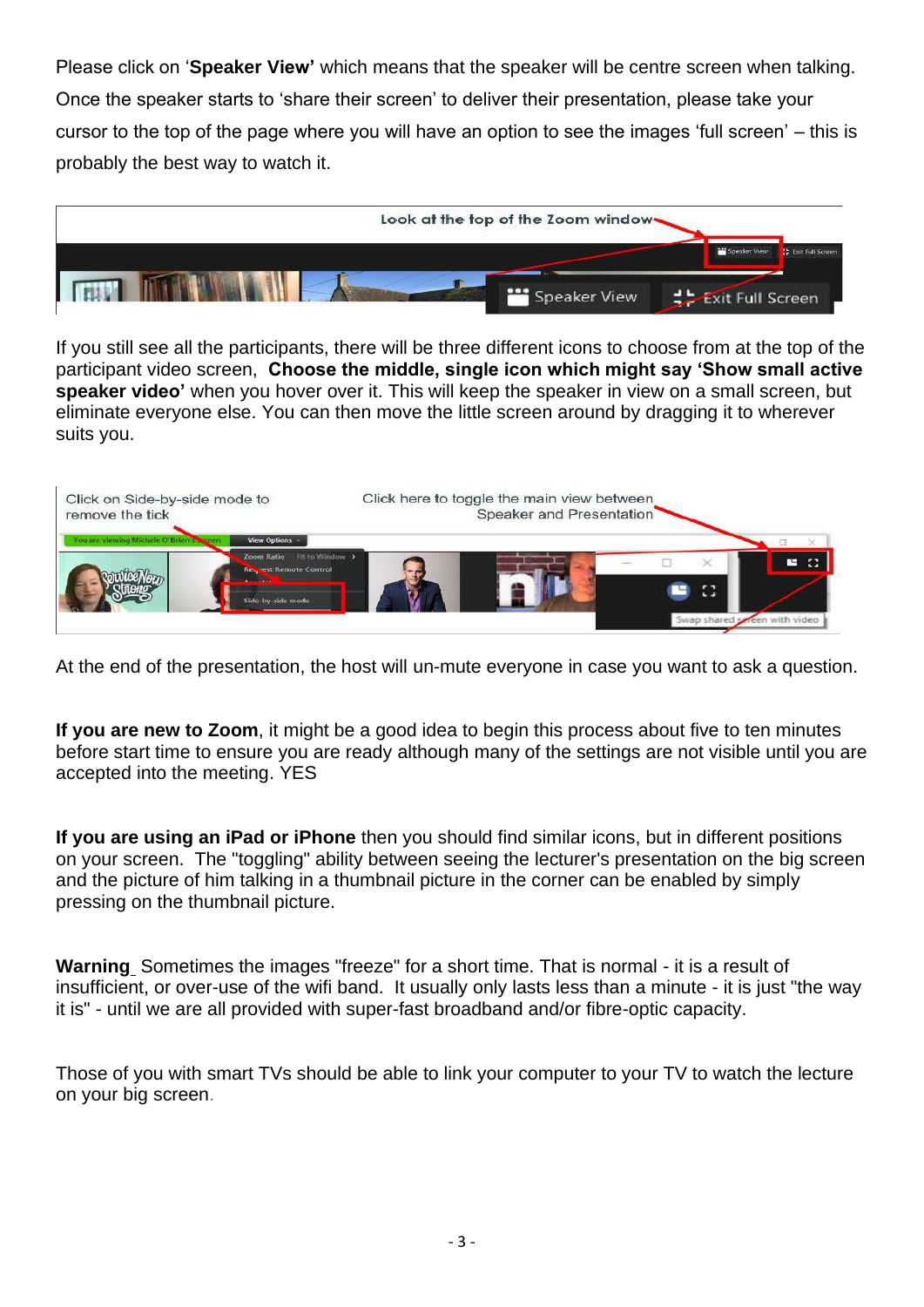Please click on '**Speaker View'** which means that the speaker will be centre screen when talking. Once the speaker starts to 'share their screen' to deliver their presentation, please take your cursor to the top of the page where you will have an option to see the images 'full screen' – this is probably the best way to watch it.

If you still see all the participants, there will be three different icons to choose from at the top of the participant video screen, **Choose the middle, single icon which might say 'Show small active speaker video'** when you hover over it. This will keep the speaker in view on a small screen, but eliminate everyone else. You can then move the little screen around by dragging it to wherever suits you.

At the end of the presentation, the host will un-mute everyone in case you want to ask a question.

**If you are new to Zoom**, it might be a good idea to begin this process about five to ten minutes before start time to ensure you are ready although many of the settings are not visible until you are accepted into the meeting. YES

**If you are using an iPad or iPhone** then you should find similar icons, but in different positions on your screen. The "toggling" ability between seeing the lecturer's presentation on the big screen and the picture of him talking in a thumbnail picture in the corner can be enabled by simply pressing on the thumbnail picture.

**Warning**_ Sometimes the images "freeze" for a short time. That is normal - it is a result of insufficient, or over-use of the wifi band. It usually only lasts less than a minute - it is just "the way it is" - until we are all provided with super-fast broadband and/or fibre-optic capacity.

Those of you with smart TVs should be able to link your computer to your TV to watch the lecture on your big screen.